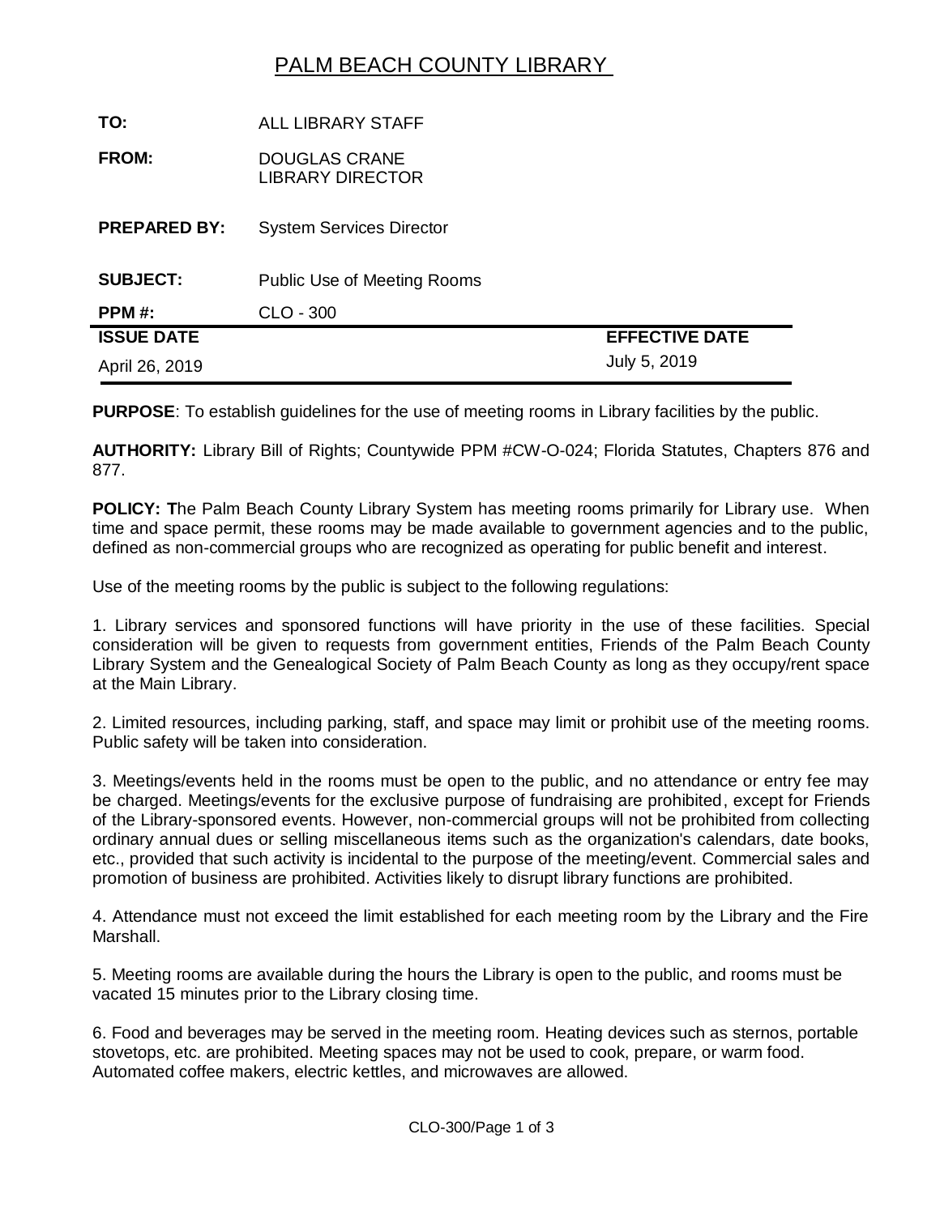# PALM BEACH COUNTY LIBRARY

| | | |
|---|---|---|
| **TO:** | ALL LIBRARY STAFF | |
| **FROM:** | DOUGLAS CRANE<br>LIBRARY DIRECTOR | |
| **PREPARED BY:** | System Services Director | |
| **SUBJECT:** | Public Use of Meeting Rooms | |
| **PPM #:** | CLO - 300 | |
| **ISSUE DATE** | | **EFFECTIVE DATE** |
| April 26, 2019 | | July 5, 2019 |

**PURPOSE**: To establish guidelines for the use of meeting rooms in Library facilities by the public.

**AUTHORITY:** Library Bill of Rights; Countywide PPM #CW-O-024; Florida Statutes, Chapters 876 and 877.

**POLICY: T**he Palm Beach County Library System has meeting rooms primarily for Library use. When time and space permit, these rooms may be made available to government agencies and to the public, defined as non-commercial groups who are recognized as operating for public benefit and interest.

Use of the meeting rooms by the public is subject to the following regulations:

1. Library services and sponsored functions will have priority in the use of these facilities. Special consideration will be given to requests from government entities, Friends of the Palm Beach County Library System and the Genealogical Society of Palm Beach County as long as they occupy/rent space at the Main Library.

2. Limited resources, including parking, staff, and space may limit or prohibit use of the meeting rooms. Public safety will be taken into consideration.

3. Meetings/events held in the rooms must be open to the public, and no attendance or entry fee may be charged. Meetings/events for the exclusive purpose of fundraising are prohibited, except for Friends of the Library-sponsored events. However, non-commercial groups will not be prohibited from collecting ordinary annual dues or selling miscellaneous items such as the organization's calendars, date books, etc., provided that such activity is incidental to the purpose of the meeting/event. Commercial sales and promotion of business are prohibited. Activities likely to disrupt library functions are prohibited.

4. Attendance must not exceed the limit established for each meeting room by the Library and the Fire Marshall.

5. Meeting rooms are available during the hours the Library is open to the public, and rooms must be vacated 15 minutes prior to the Library closing time.

6. Food and beverages may be served in the meeting room. Heating devices such as sternos, portable stovetops, etc. are prohibited. Meeting spaces may not be used to cook, prepare, or warm food. Automated coffee makers, electric kettles, and microwaves are allowed.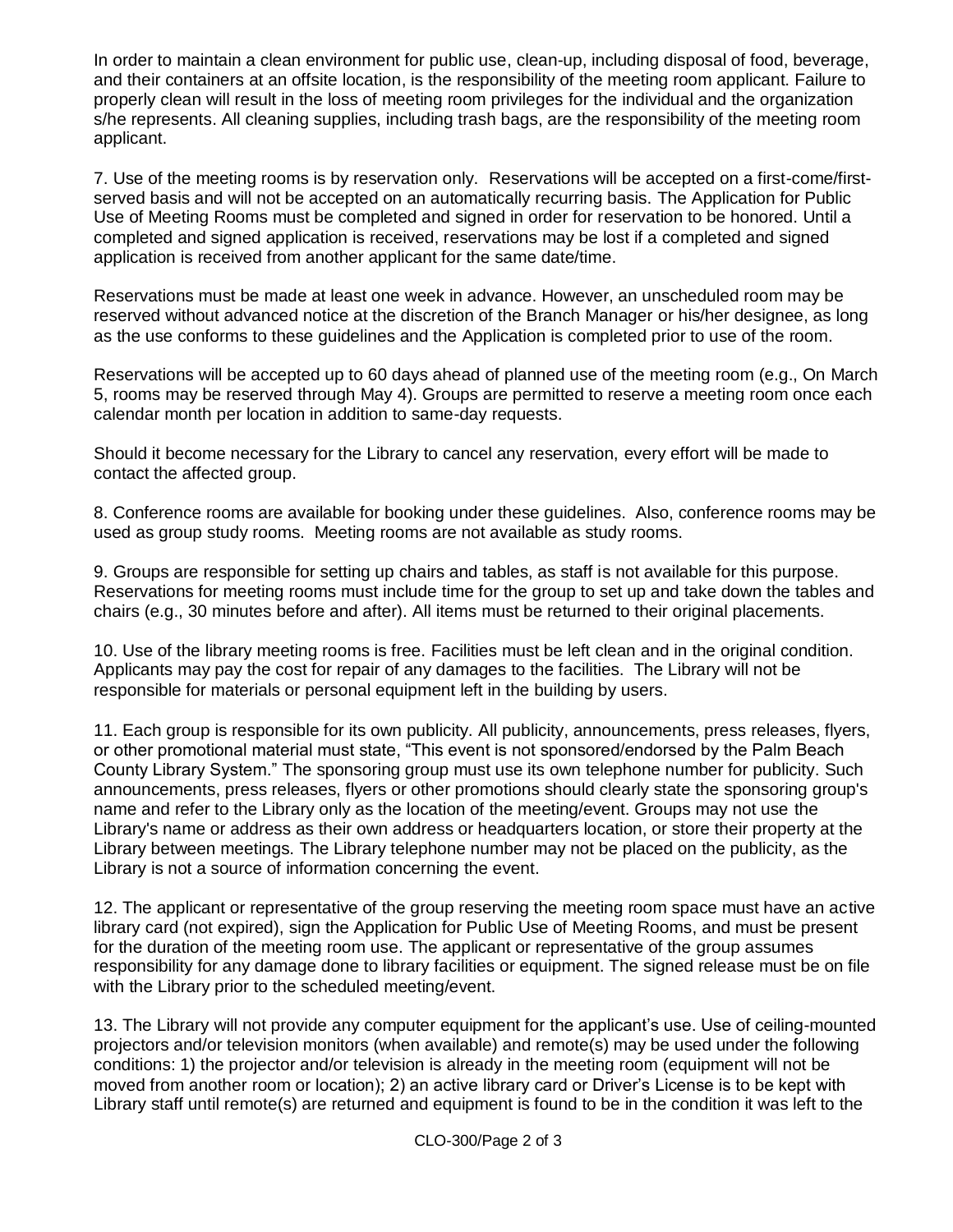In order to maintain a clean environment for public use, clean-up, including disposal of food, beverage, and their containers at an offsite location, is the responsibility of the meeting room applicant. Failure to properly clean will result in the loss of meeting room privileges for the individual and the organization s/he represents. All cleaning supplies, including trash bags, are the responsibility of the meeting room applicant.

7. Use of the meeting rooms is by reservation only. Reservations will be accepted on a first-come/first-served basis and will not be accepted on an automatically recurring basis. The Application for Public Use of Meeting Rooms must be completed and signed in order for reservation to be honored. Until a completed and signed application is received, reservations may be lost if a completed and signed application is received from another applicant for the same date/time.

Reservations must be made at least one week in advance. However, an unscheduled room may be reserved without advanced notice at the discretion of the Branch Manager or his/her designee, as long as the use conforms to these guidelines and the Application is completed prior to use of the room.

Reservations will be accepted up to 60 days ahead of planned use of the meeting room (e.g., On March 5, rooms may be reserved through May 4). Groups are permitted to reserve a meeting room once each calendar month per location in addition to same-day requests.

Should it become necessary for the Library to cancel any reservation, every effort will be made to contact the affected group.

8. Conference rooms are available for booking under these guidelines. Also, conference rooms may be used as group study rooms. Meeting rooms are not available as study rooms.

9. Groups are responsible for setting up chairs and tables, as staff is not available for this purpose. Reservations for meeting rooms must include time for the group to set up and take down the tables and chairs (e.g., 30 minutes before and after). All items must be returned to their original placements.

10. Use of the library meeting rooms is free. Facilities must be left clean and in the original condition. Applicants may pay the cost for repair of any damages to the facilities. The Library will not be responsible for materials or personal equipment left in the building by users.

11. Each group is responsible for its own publicity. All publicity, announcements, press releases, flyers, or other promotional material must state, "This event is not sponsored/endorsed by the Palm Beach County Library System." The sponsoring group must use its own telephone number for publicity. Such announcements, press releases, flyers or other promotions should clearly state the sponsoring group's name and refer to the Library only as the location of the meeting/event. Groups may not use the Library's name or address as their own address or headquarters location, or store their property at the Library between meetings. The Library telephone number may not be placed on the publicity, as the Library is not a source of information concerning the event.

12. The applicant or representative of the group reserving the meeting room space must have an active library card (not expired), sign the Application for Public Use of Meeting Rooms, and must be present for the duration of the meeting room use. The applicant or representative of the group assumes responsibility for any damage done to library facilities or equipment. The signed release must be on file with the Library prior to the scheduled meeting/event.

13. The Library will not provide any computer equipment for the applicant's use. Use of ceiling-mounted projectors and/or television monitors (when available) and remote(s) may be used under the following conditions: 1) the projector and/or television is already in the meeting room (equipment will not be moved from another room or location); 2) an active library card or Driver's License is to be kept with Library staff until remote(s) are returned and equipment is found to be in the condition it was left to the

CLO-300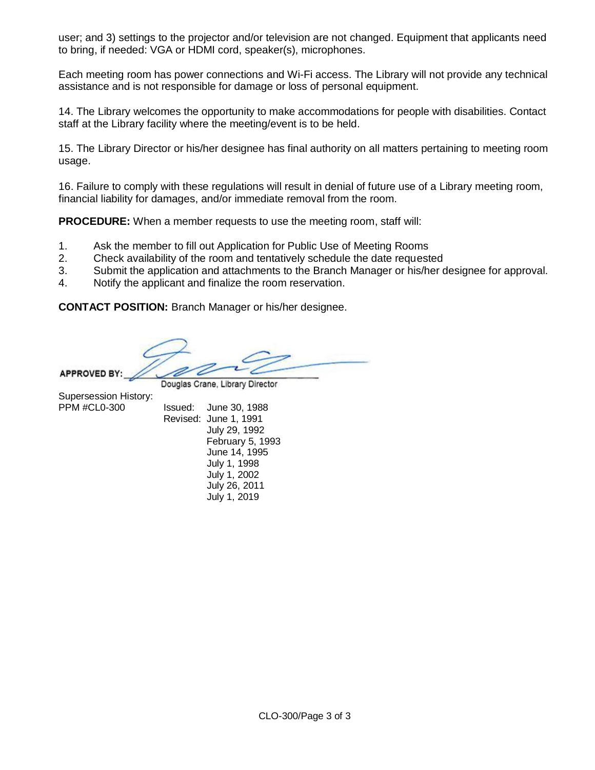user; and 3) settings to the projector and/or television are not changed. Equipment that applicants need to bring, if needed: VGA or HDMI cord, speaker(s), microphones.

Each meeting room has power connections and Wi-Fi access. The Library will not provide any technical assistance and is not responsible for damage or loss of personal equipment.

14. The Library welcomes the opportunity to make accommodations for people with disabilities. Contact staff at the Library facility where the meeting/event is to be held.

15. The Library Director or his/her designee has final authority on all matters pertaining to meeting room usage.

16. Failure to comply with these regulations will result in denial of future use of a Library meeting room, financial liability for damages, and/or immediate removal from the room.

**PROCEDURE:** When a member requests to use the meeting room, staff will:

1. Ask the member to fill out Application for Public Use of Meeting Rooms
2. Check availability of the room and tentatively schedule the date requested
3. Submit the application and attachments to the Branch Manager or his/her designee for approval.
4. Notify the applicant and finalize the room reservation.

**CONTACT POSITION:** Branch Manager or his/her designee.

**APPROVED BY:** ______________________
Douglas Crane, Library Director

Supersession History:
PPM #CL0-300

Issued: June 30, 1988
Revised: June 1, 1991
July 29, 1992
February 5, 1993
June 14, 1995
July 1, 1998
July 1, 2002
July 26, 2011
July 1, 2019